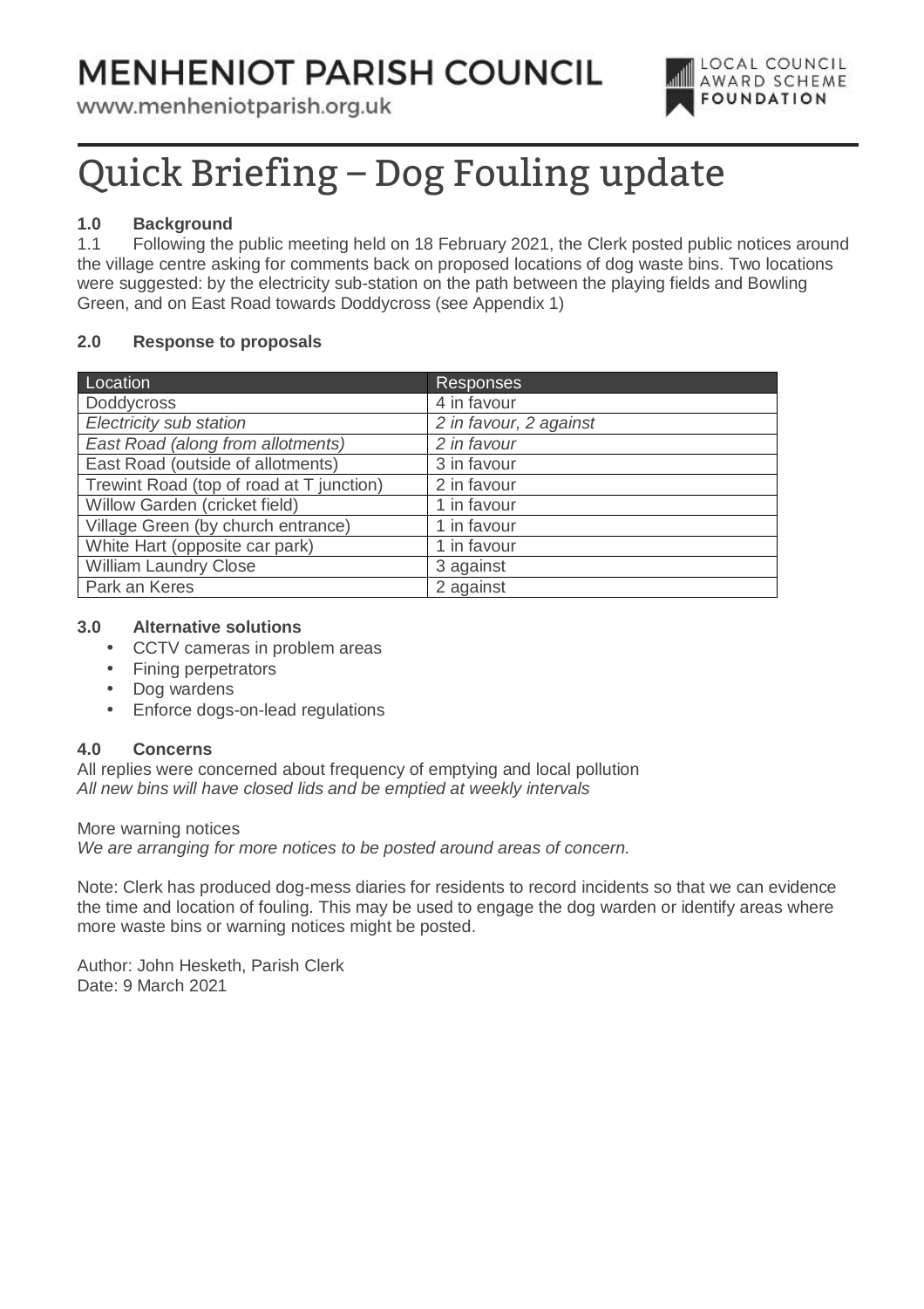# MENHENIOT PARISH COUNCIL

www.menheniotparish.org.uk

LOCAL COUNCIL AWARD SCHEME FOUNDATION

# Quick Briefing – Dog Fouling update

### 1.0 Background

1.1 Following the public meeting held on 18 February 2021, the Clerk posted public notices around the village centre asking for comments back on proposed locations of dog waste bins. Two locations were suggested: by the electricity sub-station on the path between the playing fields and Bowling Green, and on East Road towards Doddycross (see Appendix 1)

### 2.0 Response to proposals

| Location | Responses |
|---|---|
| Doddycross | 4 in favour |
| *Electricity sub station* | *2 in favour, 2 against* |
| *East Road (along from allotments)* | *2 in favour* |
| East Road (outside of allotments) | 3 in favour |
| Trewint Road (top of road at T junction) | 2 in favour |
| Willow Garden (cricket field) | 1 in favour |
| Village Green (by church entrance) | 1 in favour |
| White Hart (opposite car park) | 1 in favour |
| William Laundry Close | 3 against |
| Park an Keres | 2 against |

### 3.0 Alternative solutions

- CCTV cameras in problem areas
- Fining perpetrators
- Dog wardens
- Enforce dogs-on-lead regulations

### 4.0 Concerns

All replies were concerned about frequency of emptying and local pollution
*All new bins will have closed lids and be emptied at weekly intervals*

More warning notices
*We are arranging for more notices to be posted around areas of concern.*

Note: Clerk has produced dog-mess diaries for residents to record incidents so that we can evidence the time and location of fouling. This may be used to engage the dog warden or identify areas where more waste bins or warning notices might be posted.

Author: John Hesketh, Parish Clerk
Date: 9 March 2021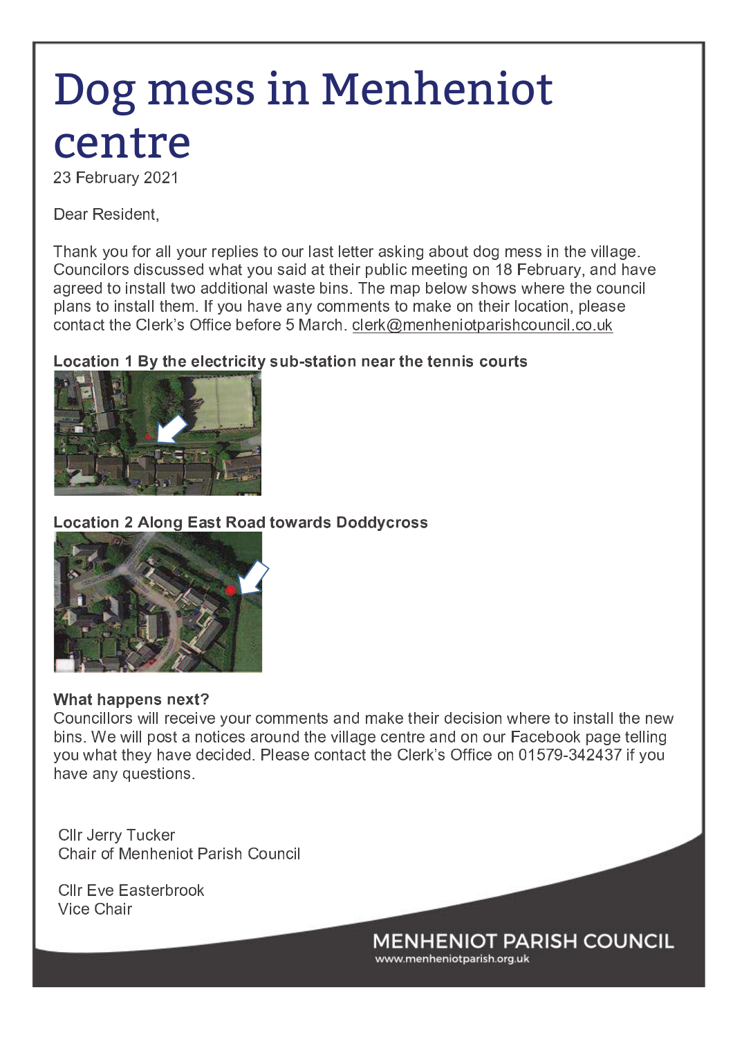# Dog mess in Menheniot centre

23 February 2021

Dear Resident,

Thank you for all your replies to our last letter asking about dog mess in the village. Councilors discussed what you said at their public meeting on 18 February, and have agreed to install two additional waste bins. The map below shows where the council plans to install them. If you have any comments to make on their location, please contact the Clerk's Office before 5 March. clerk@menheniotparishcouncil.co.uk

**Location 1 By the electricity sub-station near the tennis courts**

**Location 2 Along East Road towards Doddycross**

**What happens next?**

Councillors will receive your comments and make their decision where to install the new bins. We will post a notices around the village centre and on our Facebook page telling you what they have decided. Please contact the Clerk's Office on 01579-342437 if you have any questions.

Cllr Jerry Tucker
Chair of Menheniot Parish Council

Cllr Eve Easterbrook
Vice Chair

MENHENIOT PARISH COUNCIL
www.menheniotparish.org.uk